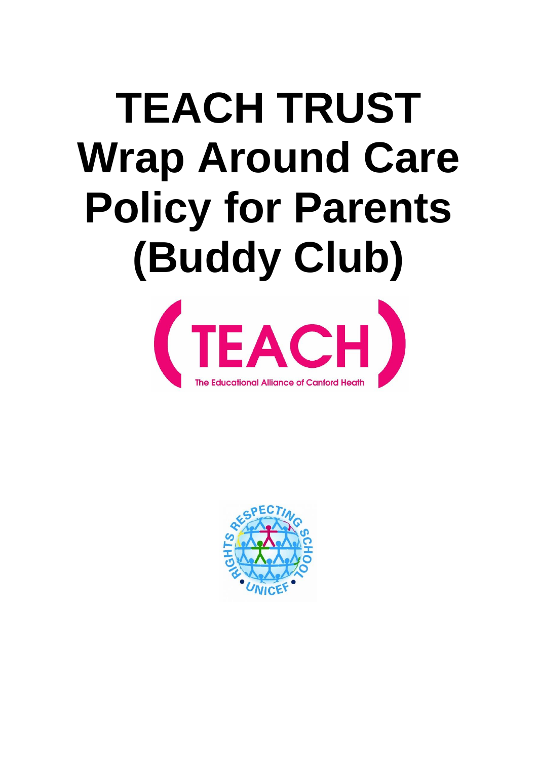# TEACH TRUST Wrap Around Care Policy for Parents (Buddy Club)

(TEACH)

The Educational Alliance of Canford Heath

RIGHTS RESPECTING SCHOOL • UNICEF •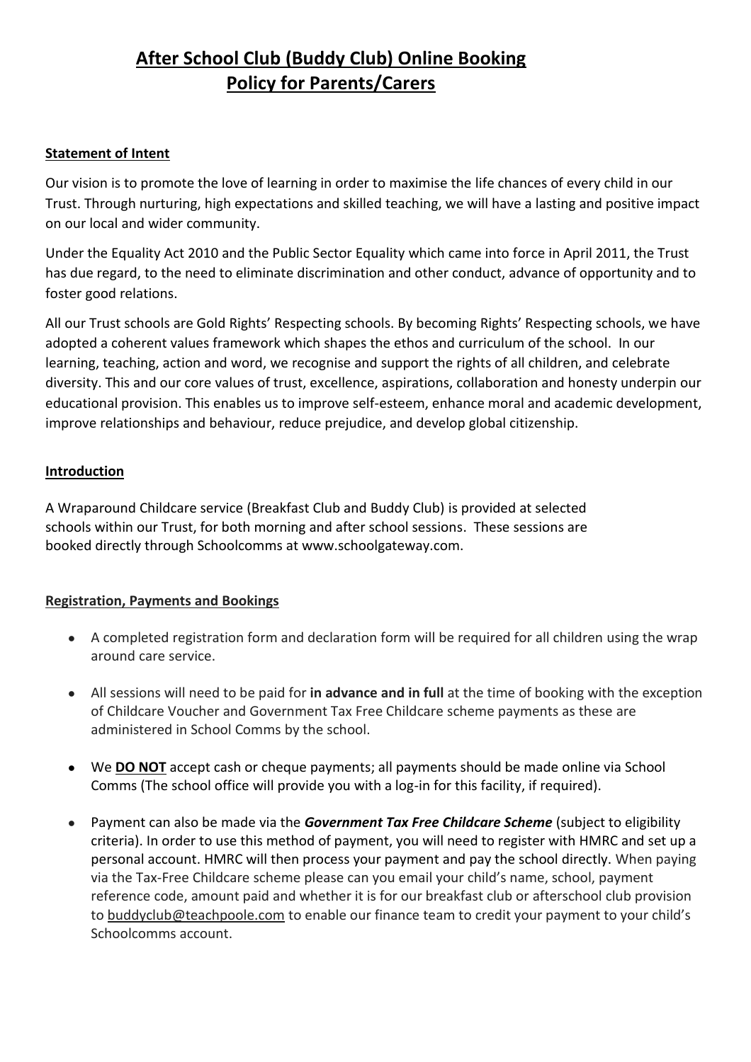# **After School Club (Buddy Club) Online Booking Policy for Parents/Carers**

## **Statement of Intent**

Our vision is to promote the love of learning in order to maximise the life chances of every child in our Trust. Through nurturing, high expectations and skilled teaching, we will have a lasting and positive impact on our local and wider community.

Under the Equality Act 2010 and the Public Sector Equality which came into force in April 2011, the Trust has due regard, to the need to eliminate discrimination and other conduct, advance of opportunity and to foster good relations.

All our Trust schools are Gold Rights' Respecting schools. By becoming Rights' Respecting schools, we have adopted a coherent values framework which shapes the ethos and curriculum of the school. In our learning, teaching, action and word, we recognise and support the rights of all children, and celebrate diversity. This and our core values of trust, excellence, aspirations, collaboration and honesty underpin our educational provision. This enables us to improve self-esteem, enhance moral and academic development, improve relationships and behaviour, reduce prejudice, and develop global citizenship.

## **Introduction**

A Wraparound Childcare service (Breakfast Club and Buddy Club) is provided at selected schools within our Trust, for both morning and after school sessions. These sessions are booked directly through Schoolcomms at www.schoolgateway.com.

## **Registration, Payments and Bookings**

- A completed registration form and declaration form will be required for all children using the wrap around care service.
- All sessions will need to be paid for **in advance and in full** at the time of booking with the exception of Childcare Voucher and Government Tax Free Childcare scheme payments as these are administered in School Comms by the school.
- We **DO NOT** accept cash or cheque payments; all payments should be made online via School Comms (The school office will provide you with a log-in for this facility, if required).
- Payment can also be made via the ***Government Tax Free Childcare Scheme*** (subject to eligibility criteria). In order to use this method of payment, you will need to register with HMRC and set up a personal account. HMRC will then process your payment and pay the school directly. When paying via the Tax-Free Childcare scheme please can you email your child's name, school, payment reference code, amount paid and whether it is for our breakfast club or afterschool club provision to buddyclub@teachpoole.com to enable our finance team to credit your payment to your child's Schoolcomms account.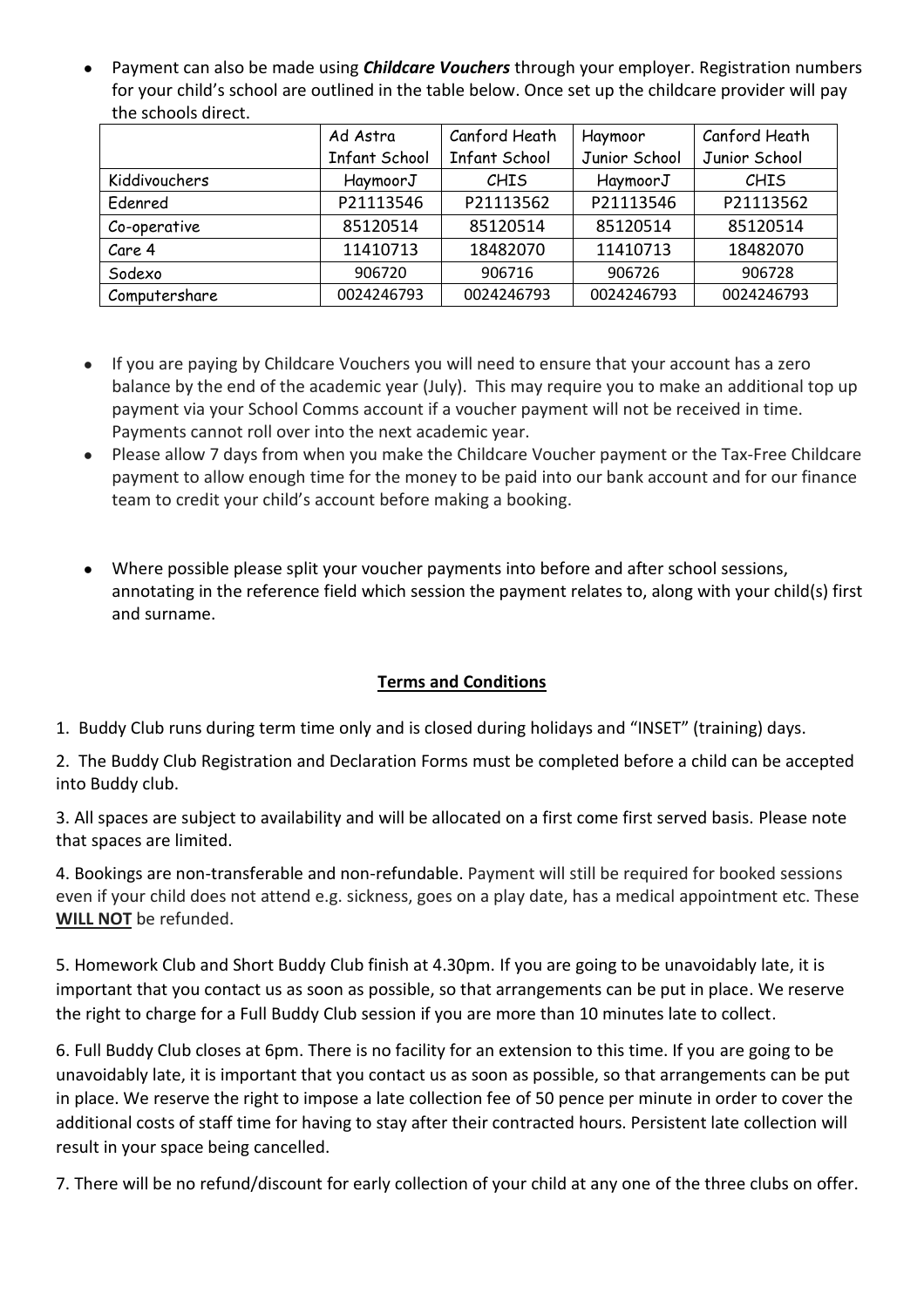- Payment can also be made using ***Childcare Vouchers*** through your employer. Registration numbers for your child's school are outlined in the table below. Once set up the childcare provider will pay the schools direct.

| | Ad Astra Infant School | Canford Heath Infant School | Haymoor Junior School | Canford Heath Junior School |
|---|---|---|---|---|
| Kiddivouchers | HaymoorJ | CHIS | HaymoorJ | CHIS |
| Edenred | P21113546 | P21113562 | P21113546 | P21113562 |
| Co-operative | 85120514 | 85120514 | 85120514 | 85120514 |
| Care 4 | 11410713 | 18482070 | 11410713 | 18482070 |
| Sodexo | 906720 | 906716 | 906726 | 906728 |
| Computershare | 0024246793 | 0024246793 | 0024246793 | 0024246793 |

- If you are paying by Childcare Vouchers you will need to ensure that your account has a zero balance by the end of the academic year (July). This may require you to make an additional top up payment via your School Comms account if a voucher payment will not be received in time. Payments cannot roll over into the next academic year.
- Please allow 7 days from when you make the Childcare Voucher payment or the Tax-Free Childcare payment to allow enough time for the money to be paid into our bank account and for our finance team to credit your child's account before making a booking.

- Where possible please split your voucher payments into before and after school sessions, annotating in the reference field which session the payment relates to, along with your child(s) first and surname.

## Terms and Conditions

1. Buddy Club runs during term time only and is closed during holidays and "INSET" (training) days.

2. The Buddy Club Registration and Declaration Forms must be completed before a child can be accepted into Buddy club.

3. All spaces are subject to availability and will be allocated on a first come first served basis. Please note that spaces are limited.

4. Bookings are non-transferable and non-refundable. Payment will still be required for booked sessions even if your child does not attend e.g. sickness, goes on a play date, has a medical appointment etc. These **WILL NOT** be refunded.

5. Homework Club and Short Buddy Club finish at 4.30pm. If you are going to be unavoidably late, it is important that you contact us as soon as possible, so that arrangements can be put in place. We reserve the right to charge for a Full Buddy Club session if you are more than 10 minutes late to collect.

6. Full Buddy Club closes at 6pm. There is no facility for an extension to this time. If you are going to be unavoidably late, it is important that you contact us as soon as possible, so that arrangements can be put in place. We reserve the right to impose a late collection fee of 50 pence per minute in order to cover the additional costs of staff time for having to stay after their contracted hours. Persistent late collection will result in your space being cancelled.

7. There will be no refund/discount for early collection of your child at any one of the three clubs on offer.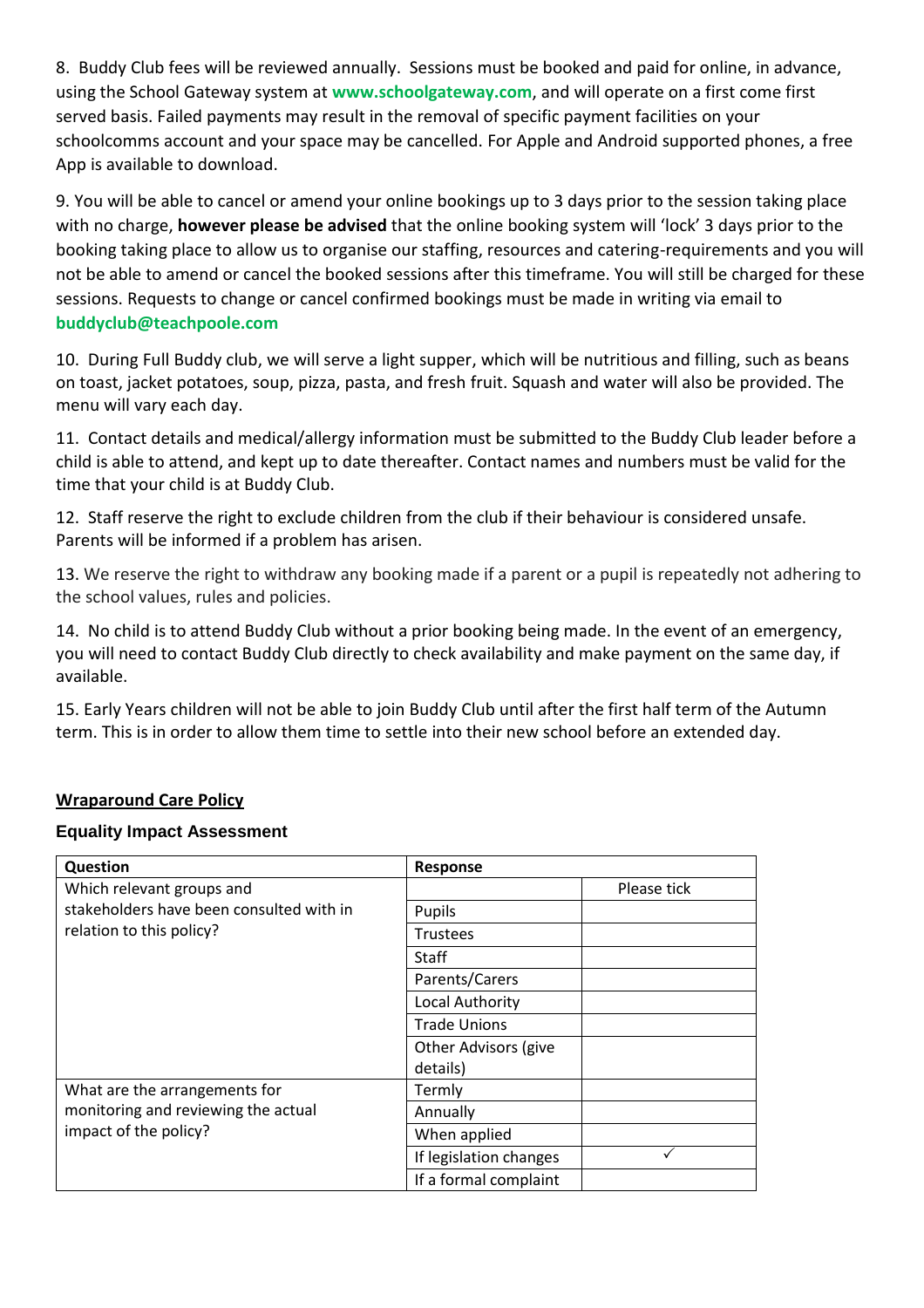8. Buddy Club fees will be reviewed annually. Sessions must be booked and paid for online, in advance, using the School Gateway system at **www.schoolgateway.com**, and will operate on a first come first served basis. Failed payments may result in the removal of specific payment facilities on your schoolcomms account and your space may be cancelled. For Apple and Android supported phones, a free App is available to download.

9. You will be able to cancel or amend your online bookings up to 3 days prior to the session taking place with no charge, **however please be advised** that the online booking system will 'lock' 3 days prior to the booking taking place to allow us to organise our staffing, resources and catering-requirements and you will not be able to amend or cancel the booked sessions after this timeframe. You will still be charged for these sessions. Requests to change or cancel confirmed bookings must be made in writing via email to **buddyclub@teachpoole.com**

10. During Full Buddy club, we will serve a light supper, which will be nutritious and filling, such as beans on toast, jacket potatoes, soup, pizza, pasta, and fresh fruit. Squash and water will also be provided. The menu will vary each day.

11. Contact details and medical/allergy information must be submitted to the Buddy Club leader before a child is able to attend, and kept up to date thereafter. Contact names and numbers must be valid for the time that your child is at Buddy Club.

12. Staff reserve the right to exclude children from the club if their behaviour is considered unsafe. Parents will be informed if a problem has arisen.

13. We reserve the right to withdraw any booking made if a parent or a pupil is repeatedly not adhering to the school values, rules and policies.

14. No child is to attend Buddy Club without a prior booking being made. In the event of an emergency, you will need to contact Buddy Club directly to check availability and make payment on the same day, if available.

15. Early Years children will not be able to join Buddy Club until after the first half term of the Autumn term. This is in order to allow them time to settle into their new school before an extended day.

**Wraparound Care Policy**

### Equality Impact Assessment

| Question | Response | |
|---|---|---|
| Which relevant groups and stakeholders have been consulted with in relation to this policy? | | Please tick |
| | Pupils | |
| | Trustees | |
| | Staff | |
| | Parents/Carers | |
| | Local Authority | |
| | Trade Unions | |
| | Other Advisors (give details) | |
| What are the arrangements for monitoring and reviewing the actual impact of the policy? | Termly | |
| | Annually | |
| | When applied | |
| | If legislation changes | ✓ |
| | If a formal complaint | |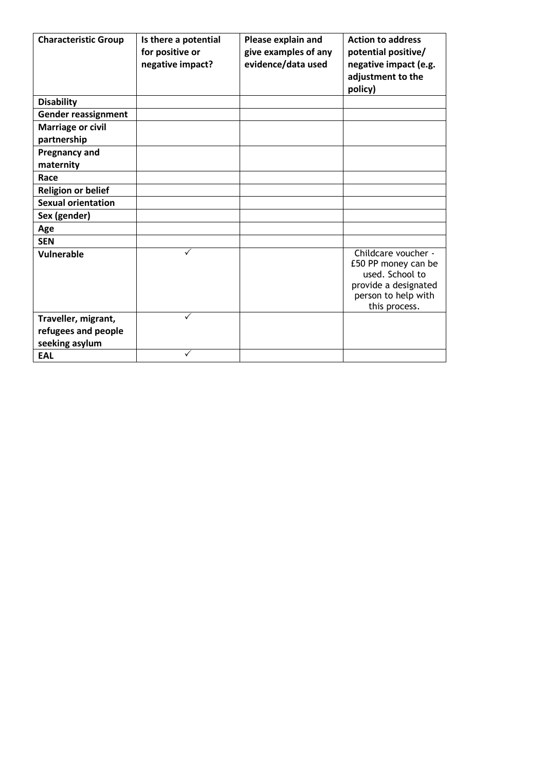| Characteristic Group | Is there a potential for positive or negative impact? | Please explain and give examples of any evidence/data used | Action to address potential positive/ negative impact (e.g. adjustment to the policy) |
|---|---|---|---|
| **Disability** | | | |
| **Gender reassignment** | | | |
| **Marriage or civil partnership** | | | |
| **Pregnancy and maternity** | | | |
| **Race** | | | |
| **Religion or belief** | | | |
| **Sexual orientation** | | | |
| **Sex (gender)** | | | |
| **Age** | | | |
| **SEN** | | | |
| **Vulnerable** | ✓ | | Childcare voucher - £50 PP money can be used. School to provide a designated person to help with this process. |
| **Traveller, migrant, refugees and people seeking asylum** | ✓ | | |
| **EAL** | ✓ | | |